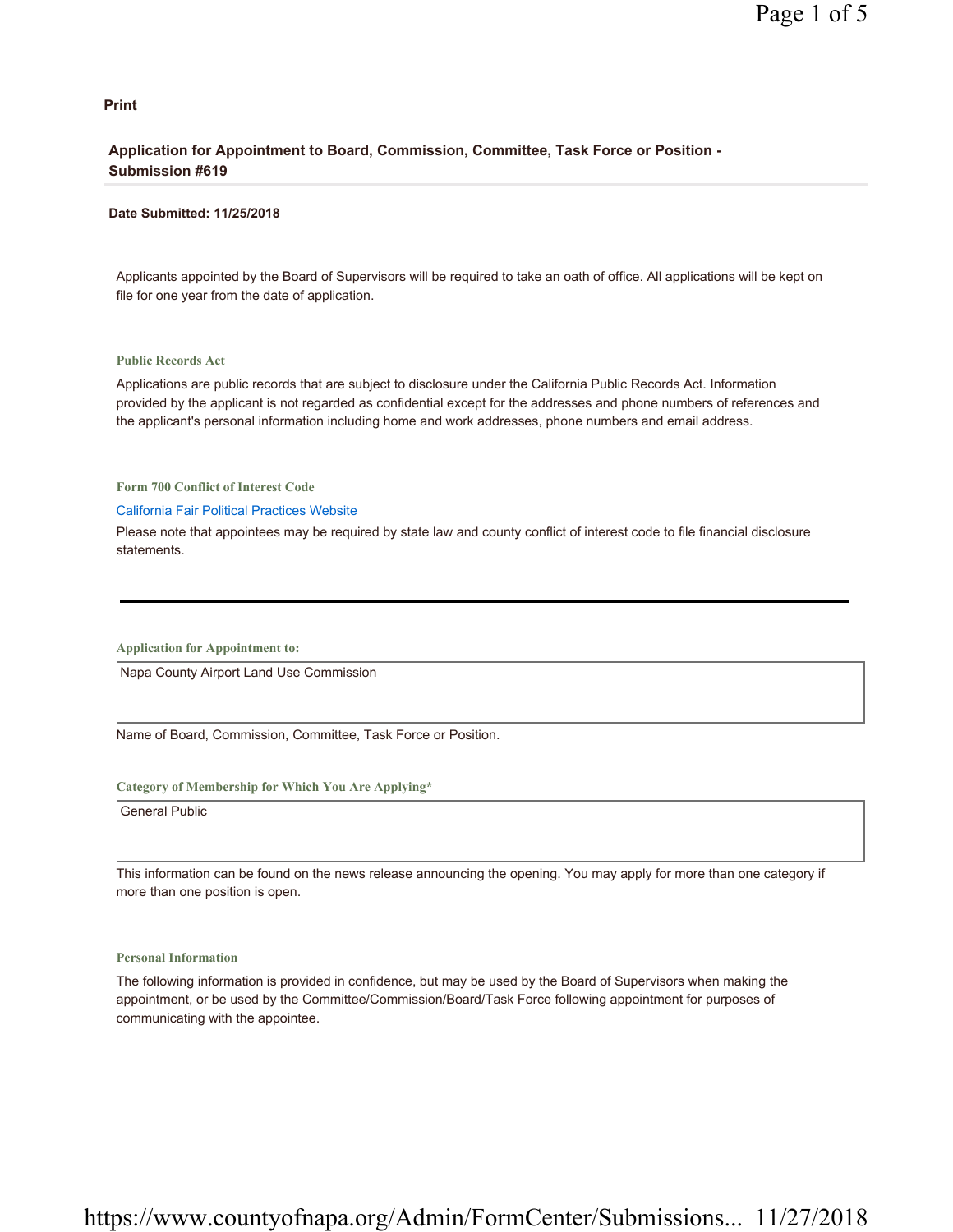Print

## Application for Appointment to Board, Commission, Committee, Task Force or Position - Submission #619

**Date Submitted: 11/25/2018**

Applicants appointed by the Board of Supervisors will be required to take an oath of office. All applications will be kept on file for one year from the date of application.

### Public Records Act

Applications are public records that are subject to disclosure under the California Public Records Act. Information provided by the applicant is not regarded as confidential except for the addresses and phone numbers of references and the applicant's personal information including home and work addresses, phone numbers and email address.

### Form 700 Conflict of Interest Code

[California Fair Political Practices Website]

Please note that appointees may be required by state law and county conflict of interest code to file financial disclosure statements.

---

### Application for Appointment to:

Napa County Airport Land Use Commission

Name of Board, Commission, Committee, Task Force or Position.

### Category of Membership for Which You Are Applying*

General Public

This information can be found on the news release announcing the opening. You may apply for more than one category if more than one position is open.

### Personal Information

The following information is provided in confidence, but may be used by the Board of Supervisors when making the appointment, or be used by the Committee/Commission/Board/Task Force following appointment for purposes of communicating with the appointee.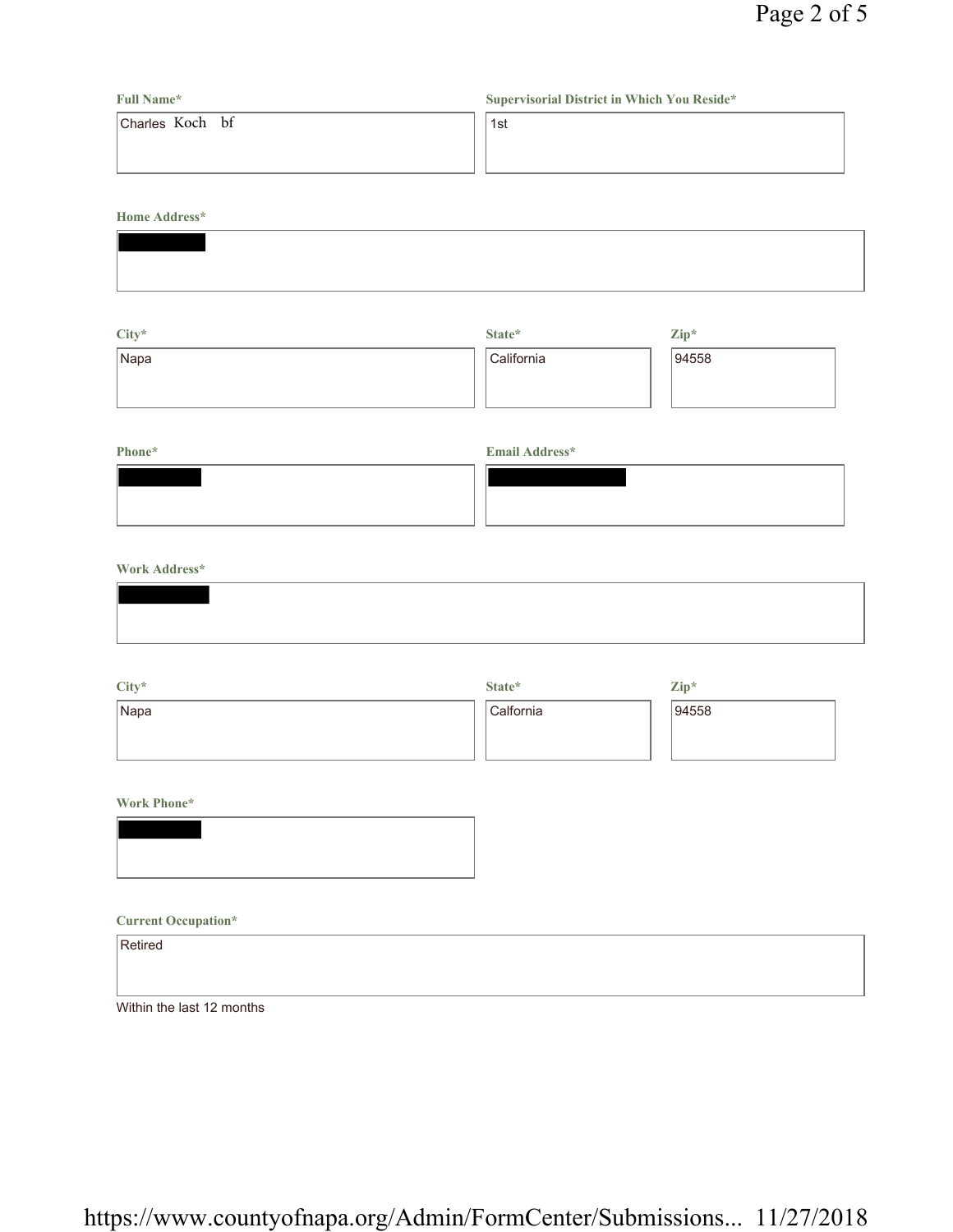**Full Name***

Charles Koch bf

**Supervisorial District in Which You Reside***

1st

**Home Address***

█████

**City***

Napa

**State***

California

**Zip***

94558

**Phone***

█████

**Email Address***

█████

**Work Address***

█████

**City***

Napa

**State***

Calfornia

**Zip***

94558

**Work Phone***

█████

**Current Occupation***

Retired

Within the last 12 months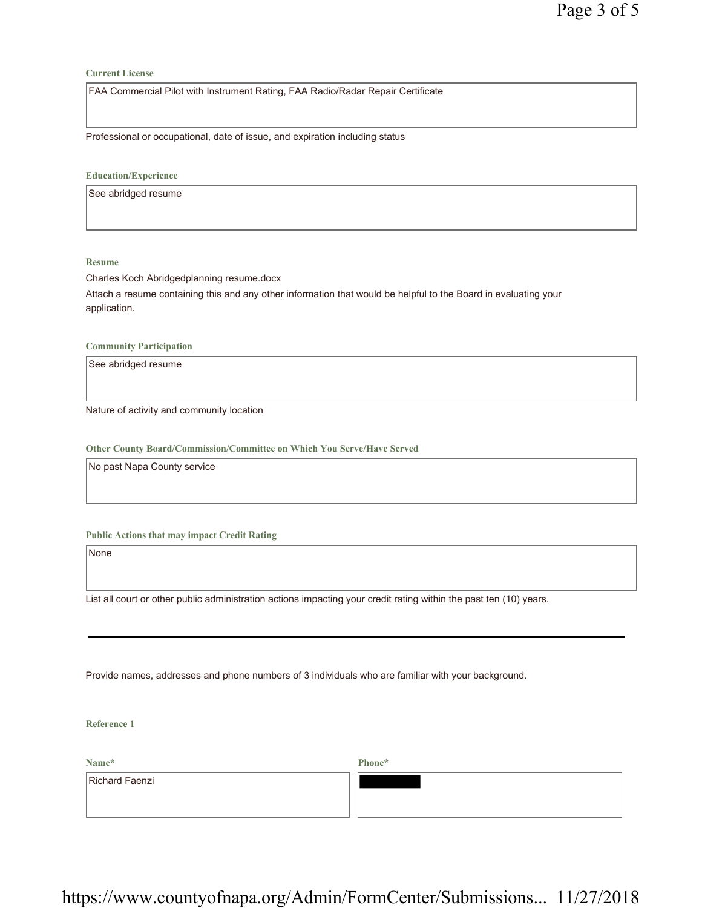**Current License**

FAA Commercial Pilot with Instrument Rating, FAA Radio/Radar Repair Certificate

Professional or occupational, date of issue, and expiration including status

**Education/Experience**

See abridged resume

**Resume**

Charles Koch Abridgedplanning resume.docx

Attach a resume containing this and any other information that would be helpful to the Board in evaluating your application.

**Community Participation**

See abridged resume

Nature of activity and community location

**Other County Board/Commission/Committee on Which You Serve/Have Served**

No past Napa County service

**Public Actions that may impact Credit Rating**

None

List all court or other public administration actions impacting your credit rating within the past ten (10) years.

---

Provide names, addresses and phone numbers of 3 individuals who are familiar with your background.

**Reference 1**

| Name* | Phone* |
| --- | --- |
| Richard Faenzi | [REDACTED] |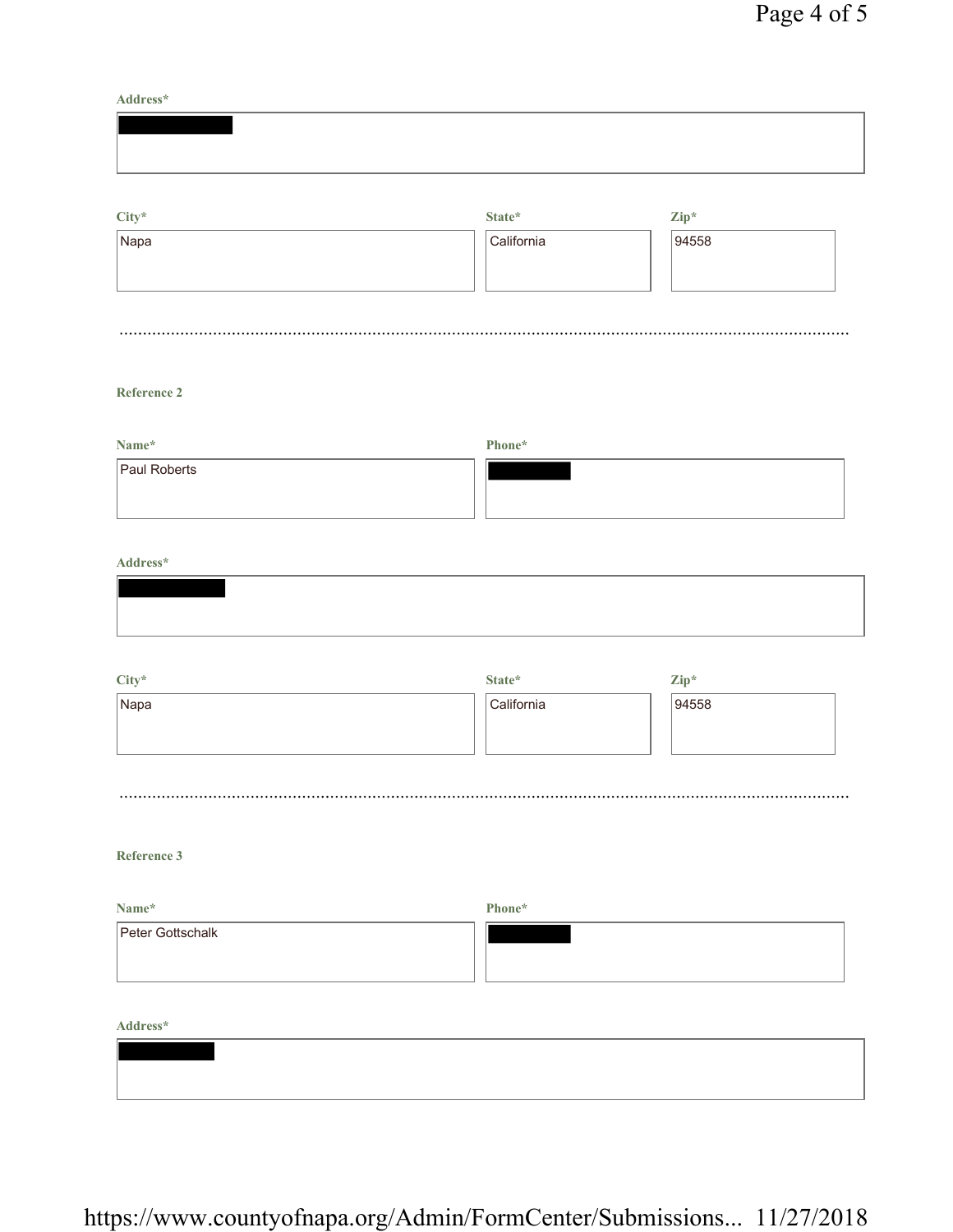**Address***

[REDACTED]

| **City*** | **State*** | **Zip*** |
|---|---|---|
| Napa | California | 94558 |

---

**Reference 2**

| **Name*** | **Phone*** |
|---|---|
| Paul Roberts | [REDACTED] |

**Address***

[REDACTED]

| **City*** | **State*** | **Zip*** |
|---|---|---|
| Napa | California | 94558 |

---

**Reference 3**

| **Name*** | **Phone*** |
|---|---|
| Peter Gottschalk | [REDACTED] |

**Address***

[REDACTED]

https://www.countyofnapa.org/Admin/FormCenter/Submissions... 11/27/2018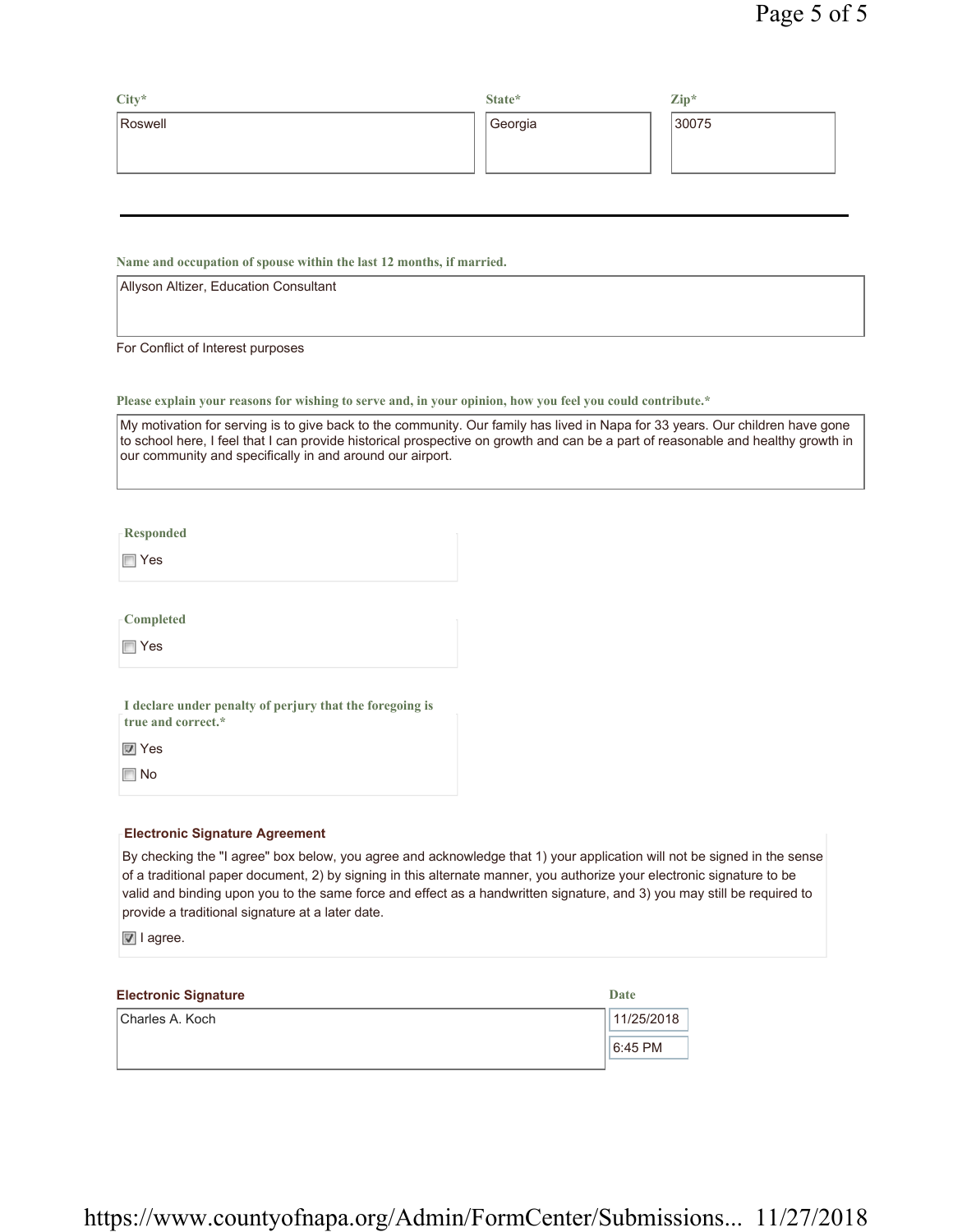**City***

Roswell

**State***

Georgia

**Zip***

30075

---

**Name and occupation of spouse within the last 12 months, if married.**

Allyson Altizer, Education Consultant

For Conflict of Interest purposes

**Please explain your reasons for wishing to serve and, in your opinion, how you feel you could contribute.***

My motivation for serving is to give back to the community. Our family has lived in Napa for 33 years. Our children have gone to school here, I feel that I can provide historical prospective on growth and can be a part of reasonable and healthy growth in our community and specifically in and around our airport.

**Responded**

- [ ] Yes

**Completed**

- [ ] Yes

**I declare under penalty of perjury that the foregoing is true and correct.***

- [x] Yes
- [ ] No

**Electronic Signature Agreement**

By checking the "I agree" box below, you agree and acknowledge that 1) your application will not be signed in the sense of a traditional paper document, 2) by signing in this alternate manner, you authorize your electronic signature to be valid and binding upon you to the same force and effect as a handwritten signature, and 3) you may still be required to provide a traditional signature at a later date.

- [x] I agree.

**Electronic Signature**

Charles A. Koch

**Date**

11/25/2018

6:45 PM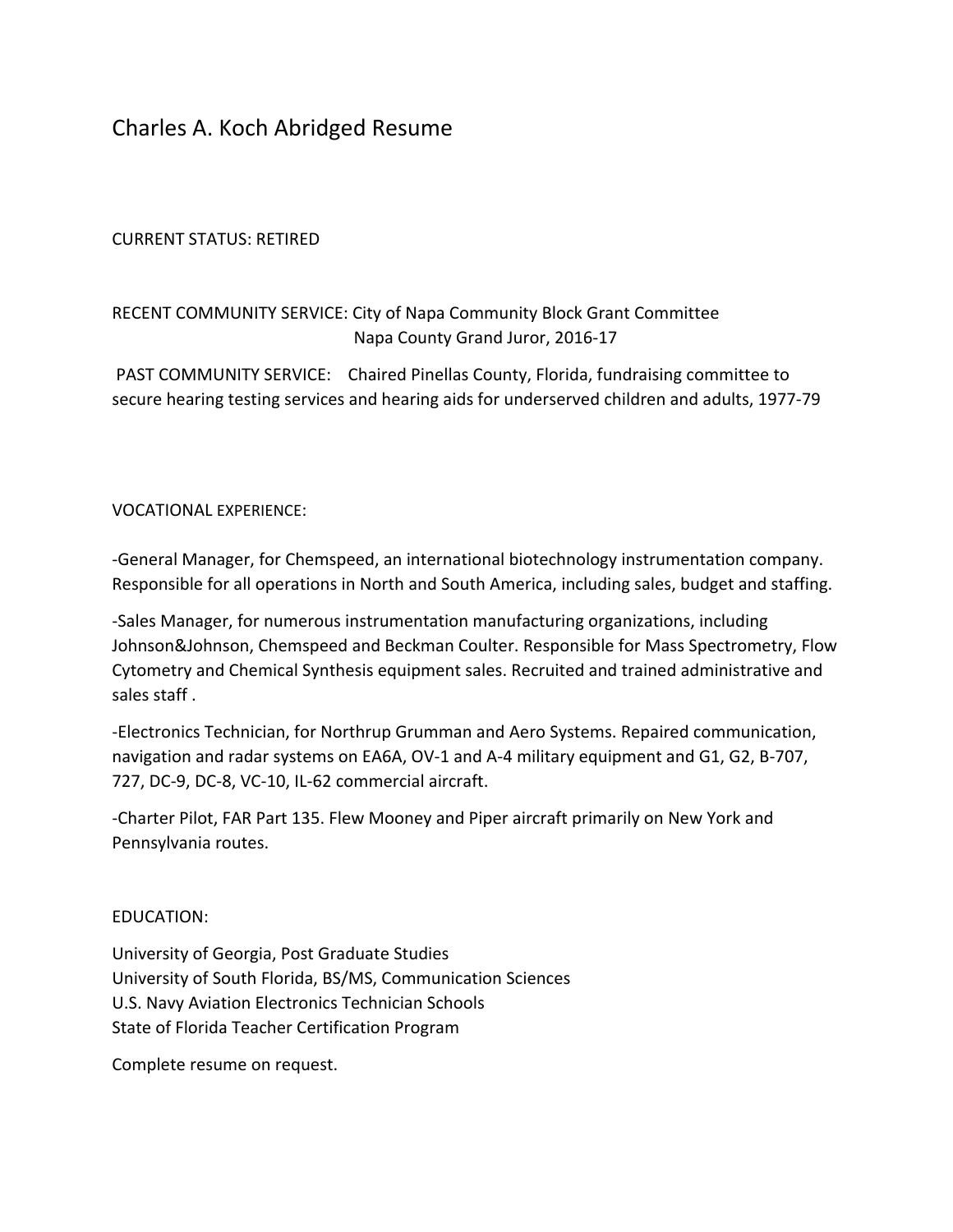# Charles A. Koch Abridged Resume

CURRENT STATUS: RETIRED

RECENT COMMUNITY SERVICE: City of Napa Community Block Grant Committee
Napa County Grand Juror, 2016-17

PAST COMMUNITY SERVICE: Chaired Pinellas County, Florida, fundraising committee to secure hearing testing services and hearing aids for underserved children and adults, 1977-79

VOCATIONAL EXPERIENCE:

-General Manager, for Chemspeed, an international biotechnology instrumentation company. Responsible for all operations in North and South America, including sales, budget and staffing.

-Sales Manager, for numerous instrumentation manufacturing organizations, including Johnson&Johnson, Chemspeed and Beckman Coulter. Responsible for Mass Spectrometry, Flow Cytometry and Chemical Synthesis equipment sales. Recruited and trained administrative and sales staff .

-Electronics Technician, for Northrup Grumman and Aero Systems. Repaired communication, navigation and radar systems on EA6A, OV-1 and A-4 military equipment and G1, G2, B-707, 727, DC-9, DC-8, VC-10, IL-62 commercial aircraft.

-Charter Pilot, FAR Part 135. Flew Mooney and Piper aircraft primarily on New York and Pennsylvania routes.

EDUCATION:

University of Georgia, Post Graduate Studies
University of South Florida, BS/MS, Communication Sciences
U.S. Navy Aviation Electronics Technician Schools
State of Florida Teacher Certification Program

Complete resume on request.